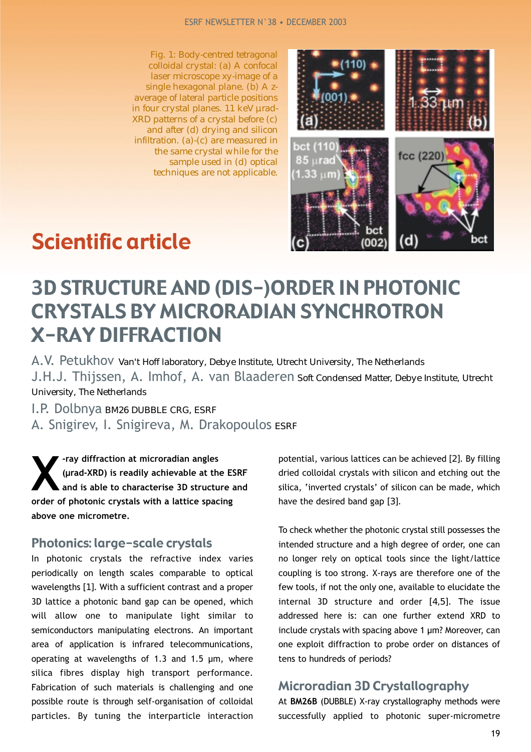Fig. 1: Body-centred tetragonal colloidal crystal: (a) A confocal laser microscope xy-image of a single hexagonal plane. (b) A z-average of lateral particle positions in four crystal planes. 11 keV µrad-XRD patterns of a crystal before (c) and after (d) drying and silicon infiltration. (a)-(c) are measured in the same crystal while for the sample used in (d) optical techniques are not applicable.

# Scientific article

## 3D STRUCTURE AND (DIS-)ORDER IN PHOTONIC CRYSTALS BY MICRORADIAN SYNCHROTRON X-RAY DIFFRACTION

A.V. Petukhov Van't Hoff laboratory, Debye Institute, Utrecht University, The Netherlands

J.H.J. Thijssen, A. Imhof, A. van Blaaderen Soft Condensed Matter, Debye Institute, Utrecht University, The Netherlands

I.P. Dolbnya BM26 DUBBLE CRG, ESRF

A. Snigirev, I. Snigireva, M. Drakopoulos ESRF

**X-ray diffraction at microradian angles (µrad-XRD) is readily achievable at the ESRF and is able to characterise 3D structure and order of photonic crystals with a lattice spacing above one micrometre.**

### Photonics: large-scale crystals

In photonic crystals the refractive index varies periodically on length scales comparable to optical wavelengths [1]. With a sufficient contrast and a proper 3D lattice a photonic band gap can be opened, which will allow one to manipulate light similar to semiconductors manipulating electrons. An important area of application is infrared telecommunications, operating at wavelengths of 1.3 and 1.5 µm, where silica fibres display high transport performance. Fabrication of such materials is challenging and one possible route is through self-organisation of colloidal particles. By tuning the interparticle interaction potential, various lattices can be achieved [2]. By filling dried colloidal crystals with silicon and etching out the silica, 'inverted crystals' of silicon can be made, which have the desired band gap [3].

To check whether the photonic crystal still possesses the intended structure and a high degree of order, one can no longer rely on optical tools since the light/lattice coupling is too strong. X-rays are therefore one of the few tools, if not the only one, available to elucidate the internal 3D structure and order [4,5]. The issue addressed here is: can one further extend XRD to include crystals with spacing above 1 µm? Moreover, can one exploit diffraction to probe order on distances of tens to hundreds of periods?

### Microradian 3D Crystallography

At **BM26B** (DUBBLE) X-ray crystallography methods were successfully applied to photonic super-micrometre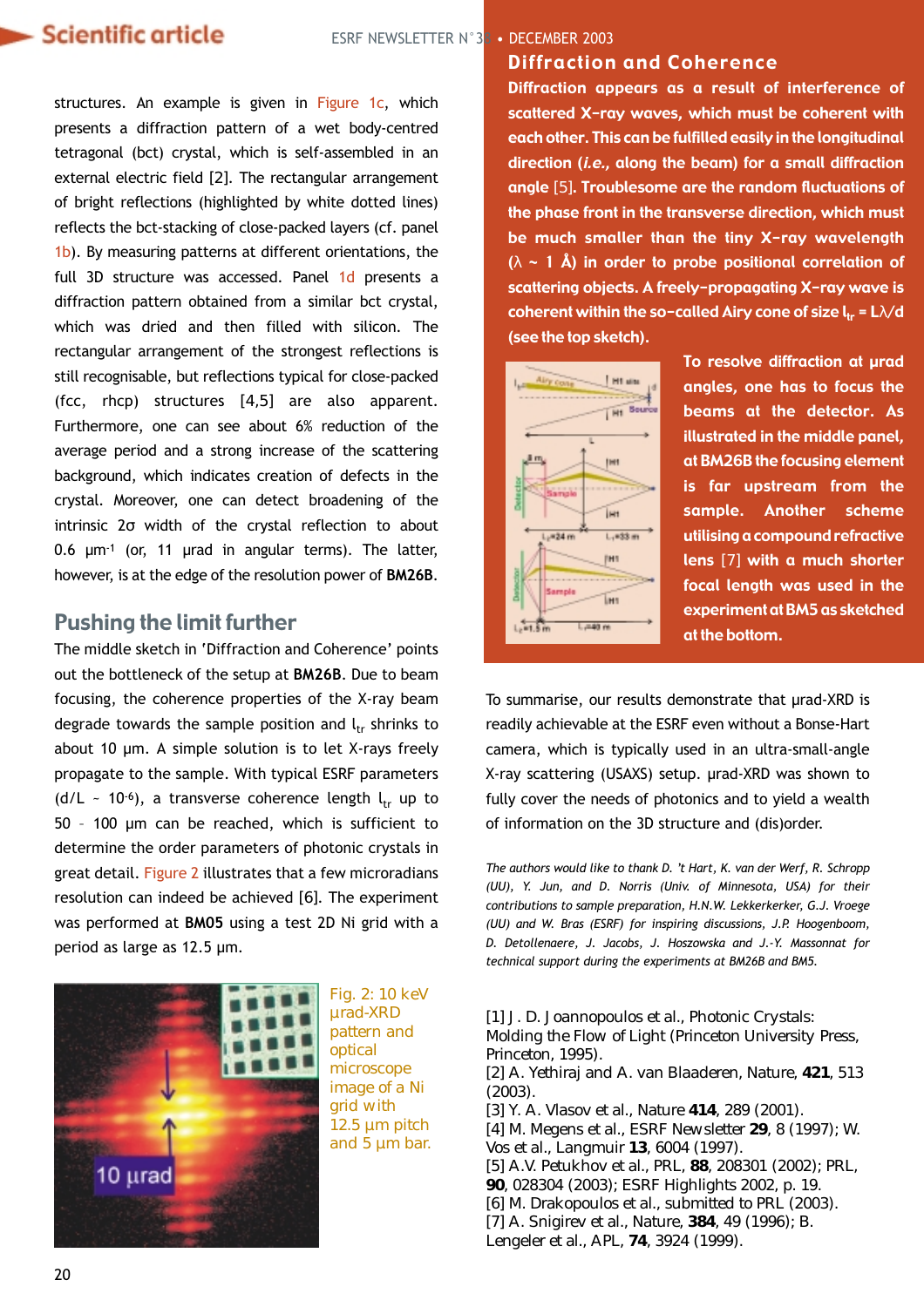structures. An example is given in Figure 1c, which presents a diffraction pattern of a wet body-centred tetragonal (bct) crystal, which is self-assembled in an external electric field [2]. The rectangular arrangement of bright reflections (highlighted by white dotted lines) reflects the bct-stacking of close-packed layers (cf. panel 1b). By measuring patterns at different orientations, the full 3D structure was accessed. Panel 1d presents a diffraction pattern obtained from a similar bct crystal, which was dried and then filled with silicon. The rectangular arrangement of the strongest reflections is still recognisable, but reflections typical for close-packed (fcc, rhcp) structures [4,5] are also apparent. Furthermore, one can see about 6% reduction of the average period and a strong increase of the scattering background, which indicates creation of defects in the crystal. Moreover, one can detect broadening of the intrinsic 2σ width of the crystal reflection to about 0.6 $\mu m^{-1}$ (or, 11 µrad in angular terms). The latter, however, is at the edge of the resolution power of **BM26B**.

## Pushing the limit further

The middle sketch in 'Diffraction and Coherence' points out the bottleneck of the setup at **BM26B**. Due to beam focusing, the coherence properties of the X-ray beam degrade towards the sample position and $l_{tr}$ shrinks to about 10 µm. A simple solution is to let X-rays freely propagate to the sample. With typical ESRF parameters ($d/L \sim 10^{-6}$), a transverse coherence length $l_{tr}$ up to 50 – 100 µm can be reached, which is sufficient to determine the order parameters of photonic crystals in great detail. Figure 2 illustrates that a few microradians resolution can indeed be achieved [6]. The experiment was performed at **BM05** using a test 2D Ni grid with a period as large as 12.5 µm.

Fig. 2: 10 keV µrad-XRD pattern and optical microscope image of a Ni grid with 12.5 µm pitch and 5 µm bar.

### Diffraction and Coherence

**Diffraction appears as a result of interference of scattered X-ray waves, which must be coherent with each other. This can be fulfilled easily in the longitudinal direction (*i.e.*, along the beam) for a small diffraction angle [5]. Troublesome are the random fluctuations of the phase front in the transverse direction, which must be much smaller than the tiny X-ray wavelength (λ ~ 1 Å) in order to probe positional correlation of scattering objects. A freely-propagating X-ray wave is coherent within the so-called Airy cone of size $l_{tr} = L\lambda/d$ (see the top sketch).**

**To resolve diffraction at µrad angles, one has to focus the beams at the detector. As illustrated in the middle panel, at BM26B the focusing element is far upstream from the sample. Another scheme utilising a compound refractive lens [7] with a much shorter focal length was used in the experiment at BM5 as sketched at the bottom.**

To summarise, our results demonstrate that µrad-XRD is readily achievable at the ESRF even without a Bonse-Hart camera, which is typically used in an ultra-small-angle X-ray scattering (USAXS) setup. µrad-XRD was shown to fully cover the needs of photonics and to yield a wealth of information on the 3D structure and (dis)order.

*The authors would like to thank D. 't Hart, K. van der Werf, R. Schropp (UU), Y. Jun, and D. Norris (Univ. of Minnesota, USA) for their contributions to sample preparation, H.N.W. Lekkerkerker, G.J. Vroege (UU) and W. Bras (ESRF) for inspiring discussions, J.P. Hoogenboom, D. Detollenaere, J. Jacobs, J. Hoszowska and J.-Y. Massonnat for technical support during the experiments at BM26B and BM5.*

[1] J. D. Joannopoulos et al., Photonic Crystals: Molding the Flow of Light (Princeton University Press, Princeton, 1995).
[2] A. Yethiraj and A. van Blaaderen, Nature, **421**, 513 (2003).
[3] Y. A. Vlasov et al., Nature **414**, 289 (2001).
[4] M. Megens et al., ESRF Newsletter **29**, 8 (1997); W. Vos et al., Langmuir **13**, 6004 (1997).
[5] A.V. Petukhov et al., PRL, **88**, 208301 (2002); PRL, **90**, 028304 (2003); ESRF Highlights 2002, p. 19.
[6] M. Drakopoulos et al., submitted to PRL (2003).
[7] A. Snigirev et al., Nature, **384**, 49 (1996); B. Lengeler et al., APL, **74**, 3924 (1999).